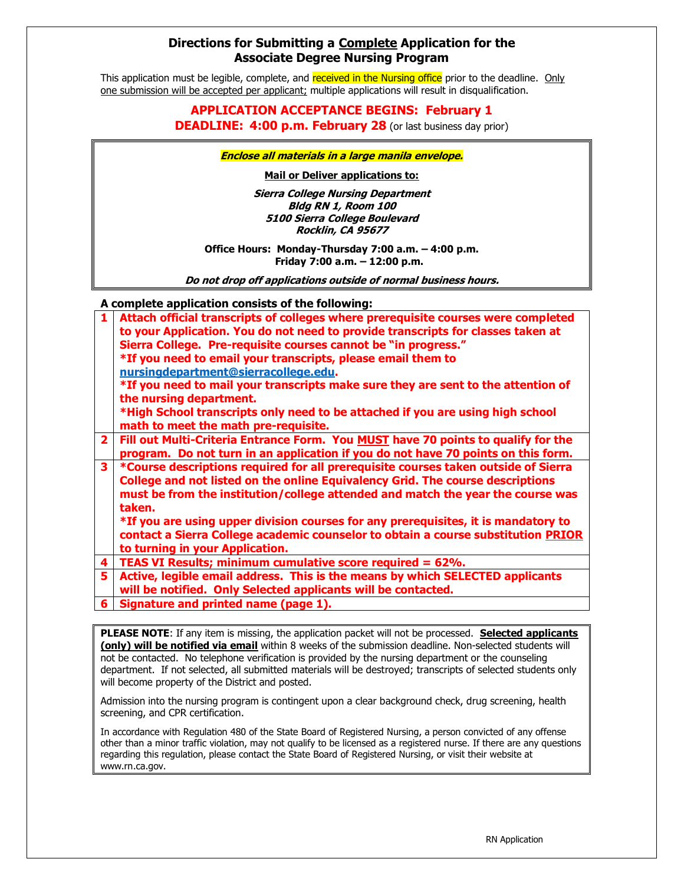# Directions for Submitting a Complete Application for the Associate Degree Nursing Program

This application must be legible, complete, and received in the Nursing office prior to the deadline. Only one submission will be accepted per applicant; multiple applications will result in disqualification.

## APPLICATION ACCEPTANCE BEGINS: February 1
## DEADLINE: 4:00 p.m. February 28 (or last business day prior)

***Enclose all materials in a large manila envelope.***

**Mail or Deliver applications to:**

***Sierra College Nursing Department***
***Bldg RN 1, Room 100***
***5100 Sierra College Boulevard***
***Rocklin, CA 95677***

**Office Hours: Monday-Thursday 7:00 a.m. – 4:00 p.m.**
**Friday 7:00 a.m. – 12:00 p.m.**

***Do not drop off applications outside of normal business hours.***

**A complete application consists of the following:**

| | |
|---|---|
| 1 | **Attach official transcripts of colleges where prerequisite courses were completed to your Application. You do not need to provide transcripts for classes taken at Sierra College. Pre-requisite courses cannot be "in progress."** **\*If you need to email your transcripts, please email them to nursingdepartment@sierracollege.edu.** **\*If you need to mail your transcripts make sure they are sent to the attention of the nursing department.** **\*High School transcripts only need to be attached if you are using high school math to meet the math pre-requisite.** |
| 2 | **Fill out Multi-Criteria Entrance Form. You MUST have 70 points to qualify for the program. Do not turn in an application if you do not have 70 points on this form.** |
| 3 | **\*Course descriptions required for all prerequisite courses taken outside of Sierra College and not listed on the online Equivalency Grid. The course descriptions must be from the institution/college attended and match the year the course was taken.** **\*If you are using upper division courses for any prerequisites, it is mandatory to contact a Sierra College academic counselor to obtain a course substitution PRIOR to turning in your Application.** |
| 4 | **TEAS VI Results; minimum cumulative score required = 62%.** |
| 5 | **Active, legible email address. This is the means by which SELECTED applicants will be notified. Only Selected applicants will be contacted.** |
| 6 | **Signature and printed name (page 1).** |

**PLEASE NOTE**: If any item is missing, the application packet will not be processed. **Selected applicants (only) will be notified via email** within 8 weeks of the submission deadline. Non-selected students will not be contacted. No telephone verification is provided by the nursing department or the counseling department. If not selected, all submitted materials will be destroyed; transcripts of selected students only will become property of the District and posted.

Admission into the nursing program is contingent upon a clear background check, drug screening, health screening, and CPR certification.

In accordance with Regulation 480 of the State Board of Registered Nursing, a person convicted of any offense other than a minor traffic violation, may not qualify to be licensed as a registered nurse. If there are any questions regarding this regulation, please contact the State Board of Registered Nursing, or visit their website at www.rn.ca.gov.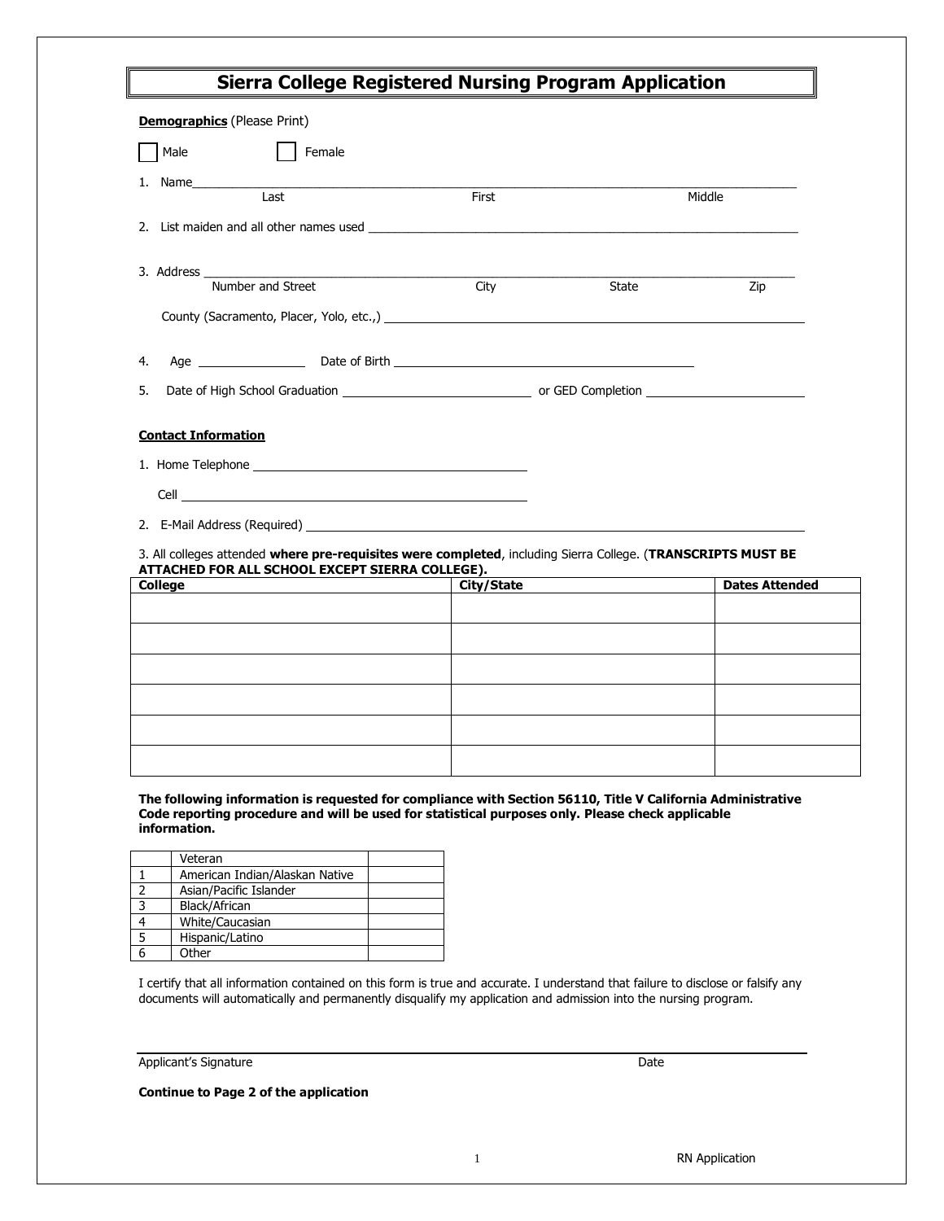# Sierra College Registered Nursing Program Application

**Demographics** (Please Print)

☐ Male ☐ Female

1. Name\_\_\_\_\_\_\_\_\_\_\_\_\_\_\_\_\_\_\_\_\_\_\_\_\_\_\_\_\_\_\_\_\_\_\_\_\_\_\_\_\_\_\_\_\_\_\_\_\_\_\_\_\_\_\_\_\_\_\_\_\_\_
   Last First Middle

2. List maiden and all other names used \_\_\_\_\_\_\_\_\_\_\_\_\_\_\_\_\_\_\_\_\_\_\_\_\_\_\_\_\_\_\_\_\_\_\_\_\_\_\_\_

3. Address \_\_\_\_\_\_\_\_\_\_\_\_\_\_\_\_\_\_\_\_\_\_\_\_\_\_\_\_\_\_\_\_\_\_\_\_\_\_\_\_\_\_\_\_\_\_\_\_\_\_\_\_\_\_\_\_\_\_\_\_\_\_
   Number and Street City State Zip

   County (Sacramento, Placer, Yolo, etc.,) \_\_\_\_\_\_\_\_\_\_\_\_\_\_\_\_\_\_\_\_\_\_\_\_\_\_\_\_\_\_\_\_\_\_\_\_\_\_\_\_

4. Age \_\_\_\_\_\_\_\_\_\_\_\_ Date of Birth \_\_\_\_\_\_\_\_\_\_\_\_\_\_\_\_\_\_\_\_\_\_\_\_\_\_\_\_\_\_\_\_

5. Date of High School Graduation \_\_\_\_\_\_\_\_\_\_\_\_\_\_\_\_\_\_\_\_ or GED Completion \_\_\_\_\_\_\_\_\_\_\_\_\_\_\_\_\_\_

**Contact Information**

1. Home Telephone \_\_\_\_\_\_\_\_\_\_\_\_\_\_\_\_\_\_\_\_\_\_\_\_\_\_\_\_\_\_

   Cell \_\_\_\_\_\_\_\_\_\_\_\_\_\_\_\_\_\_\_\_\_\_\_\_\_\_\_\_\_\_\_\_\_\_\_\_\_\_

2. E-Mail Address (Required) \_\_\_\_\_\_\_\_\_\_\_\_\_\_\_\_\_\_\_\_\_\_\_\_\_\_\_\_\_\_\_\_\_\_\_\_\_\_\_\_\_\_\_\_\_\_

3. All colleges attended **where pre-requisites were completed**, including Sierra College. (**TRANSCRIPTS MUST BE ATTACHED FOR ALL SCHOOL EXCEPT SIERRA COLLEGE).**

| College | City/State | Dates Attended |
|---|---|---|
| | | |
| | | |
| | | |
| | | |
| | | |
| | | |

**The following information is requested for compliance with Section 56110, Title V California Administrative Code reporting procedure and will be used for statistical purposes only. Please check applicable information.**

| | | |
|---|---|---|
| | Veteran | |
| 1 | American Indian/Alaskan Native | |
| 2 | Asian/Pacific Islander | |
| 3 | Black/African | |
| 4 | White/Caucasian | |
| 5 | Hispanic/Latino | |
| 6 | Other | |

I certify that all information contained on this form is true and accurate. I understand that failure to disclose or falsify any documents will automatically and permanently disqualify my application and admission into the nursing program.

\_\_\_\_\_\_\_\_\_\_\_\_\_\_\_\_\_\_\_\_\_\_\_\_\_\_\_\_\_\_\_\_\_\_\_\_\_\_\_\_\_\_\_\_\_\_\_\_\_\_\_\_\_\_\_\_\_\_\_\_
Applicant's Signature Date

**Continue to Page 2 of the application**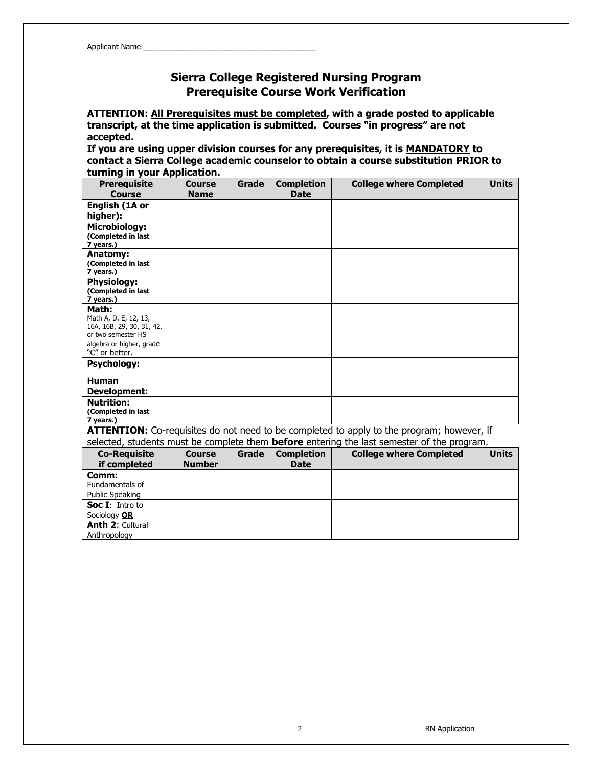Applicant Name ________________________________________

## Sierra College Registered Nursing Program
## Prerequisite Course Work Verification

**ATTENTION: All Prerequisites must be completed, with a grade posted to applicable transcript, at the time application is submitted. Courses "in progress" are not accepted.**

**If you are using upper division courses for any prerequisites, it is MANDATORY to contact a Sierra College academic counselor to obtain a course substitution PRIOR to turning in your Application.**

| Prerequisite Course | Course Name | Grade | Completion Date | College where Completed | Units |
|---|---|---|---|---|---|
| **English (1A or higher):** | | | | | |
| **Microbiology:** **(Completed in last 7 years.)** | | | | | |
| **Anatomy:** **(Completed in last 7 years.)** | | | | | |
| **Physiology:** **(Completed in last 7 years.)** | | | | | |
| **Math:** Math A, D, E, 12, 13, 16A, 16B, 29, 30, 31, 42, or two semester HS algebra or higher, grade "C" or better. | | | | | |
| **Psychology:** | | | | | |
| **Human Development:** | | | | | |
| **Nutrition:** **(Completed in last 7 years.)** | | | | | |

**ATTENTION:** Co-requisites do not need to be completed to apply to the program; however, if selected, students must be complete them **before** entering the last semester of the program.

| Co-Requisite if completed | Course Number | Grade | Completion Date | College where Completed | Units |
|---|---|---|---|---|---|
| **Comm:** Fundamentals of Public Speaking | | | | | |
| **Soc I**: Intro to Sociology **OR** **Anth 2**: Cultural Anthropology | | | | | |

RN Application